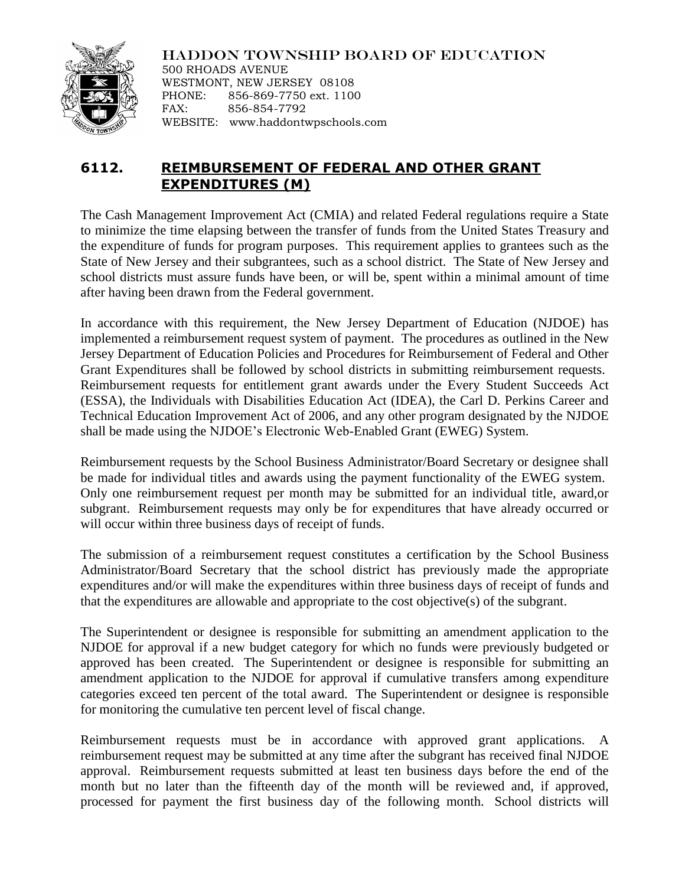HADDON TOWNSHIP BOARD OF EDUCATION
500 RHOADS AVENUE
WESTMONT, NEW JERSEY 08108
PHONE: 856-869-7750 ext. 1100
FAX: 856-854-7792
WEBSITE: www.haddontwpschools.com

# 6112. REIMBURSEMENT OF FEDERAL AND OTHER GRANT EXPENDITURES (M)

The Cash Management Improvement Act (CMIA) and related Federal regulations require a State to minimize the time elapsing between the transfer of funds from the United States Treasury and the expenditure of funds for program purposes. This requirement applies to grantees such as the State of New Jersey and their subgrantees, such as a school district. The State of New Jersey and school districts must assure funds have been, or will be, spent within a minimal amount of time after having been drawn from the Federal government.

In accordance with this requirement, the New Jersey Department of Education (NJDOE) has implemented a reimbursement request system of payment. The procedures as outlined in the New Jersey Department of Education Policies and Procedures for Reimbursement of Federal and Other Grant Expenditures shall be followed by school districts in submitting reimbursement requests. Reimbursement requests for entitlement grant awards under the Every Student Succeeds Act (ESSA), the Individuals with Disabilities Education Act (IDEA), the Carl D. Perkins Career and Technical Education Improvement Act of 2006, and any other program designated by the NJDOE shall be made using the NJDOE's Electronic Web-Enabled Grant (EWEG) System.

Reimbursement requests by the School Business Administrator/Board Secretary or designee shall be made for individual titles and awards using the payment functionality of the EWEG system. Only one reimbursement request per month may be submitted for an individual title, award,or subgrant. Reimbursement requests may only be for expenditures that have already occurred or will occur within three business days of receipt of funds.

The submission of a reimbursement request constitutes a certification by the School Business Administrator/Board Secretary that the school district has previously made the appropriate expenditures and/or will make the expenditures within three business days of receipt of funds and that the expenditures are allowable and appropriate to the cost objective(s) of the subgrant.

The Superintendent or designee is responsible for submitting an amendment application to the NJDOE for approval if a new budget category for which no funds were previously budgeted or approved has been created. The Superintendent or designee is responsible for submitting an amendment application to the NJDOE for approval if cumulative transfers among expenditure categories exceed ten percent of the total award. The Superintendent or designee is responsible for monitoring the cumulative ten percent level of fiscal change.

Reimbursement requests must be in accordance with approved grant applications. A reimbursement request may be submitted at any time after the subgrant has received final NJDOE approval. Reimbursement requests submitted at least ten business days before the end of the month but no later than the fifteenth day of the month will be reviewed and, if approved, processed for payment the first business day of the following month. School districts will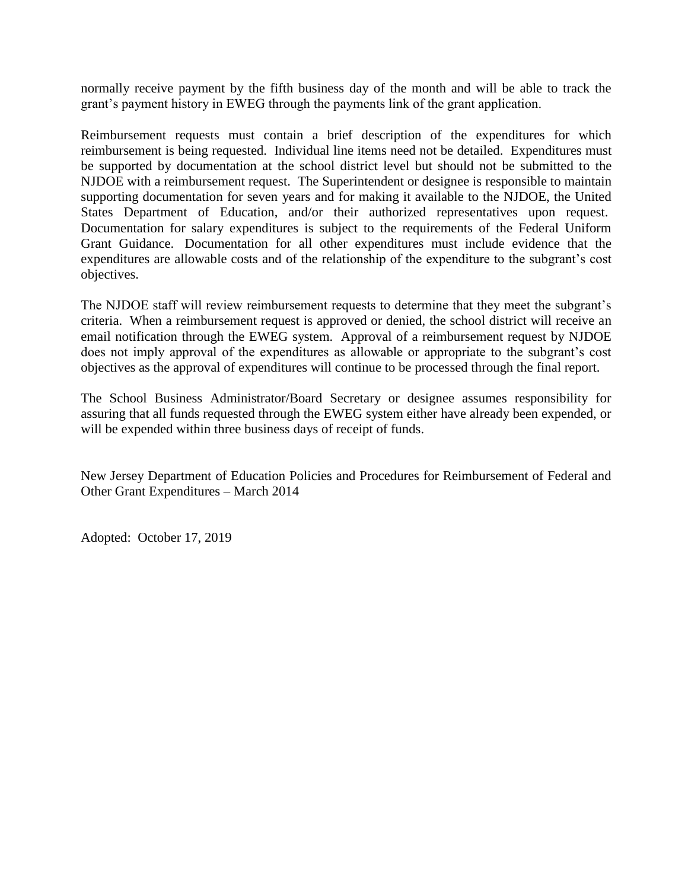normally receive payment by the fifth business day of the month and will be able to track the grant's payment history in EWEG through the payments link of the grant application.

Reimbursement requests must contain a brief description of the expenditures for which reimbursement is being requested. Individual line items need not be detailed. Expenditures must be supported by documentation at the school district level but should not be submitted to the NJDOE with a reimbursement request. The Superintendent or designee is responsible to maintain supporting documentation for seven years and for making it available to the NJDOE, the United States Department of Education, and/or their authorized representatives upon request. Documentation for salary expenditures is subject to the requirements of the Federal Uniform Grant Guidance. Documentation for all other expenditures must include evidence that the expenditures are allowable costs and of the relationship of the expenditure to the subgrant's cost objectives.

The NJDOE staff will review reimbursement requests to determine that they meet the subgrant's criteria. When a reimbursement request is approved or denied, the school district will receive an email notification through the EWEG system. Approval of a reimbursement request by NJDOE does not imply approval of the expenditures as allowable or appropriate to the subgrant's cost objectives as the approval of expenditures will continue to be processed through the final report.

The School Business Administrator/Board Secretary or designee assumes responsibility for assuring that all funds requested through the EWEG system either have already been expended, or will be expended within three business days of receipt of funds.

New Jersey Department of Education Policies and Procedures for Reimbursement of Federal and Other Grant Expenditures – March 2014

Adopted: October 17, 2019